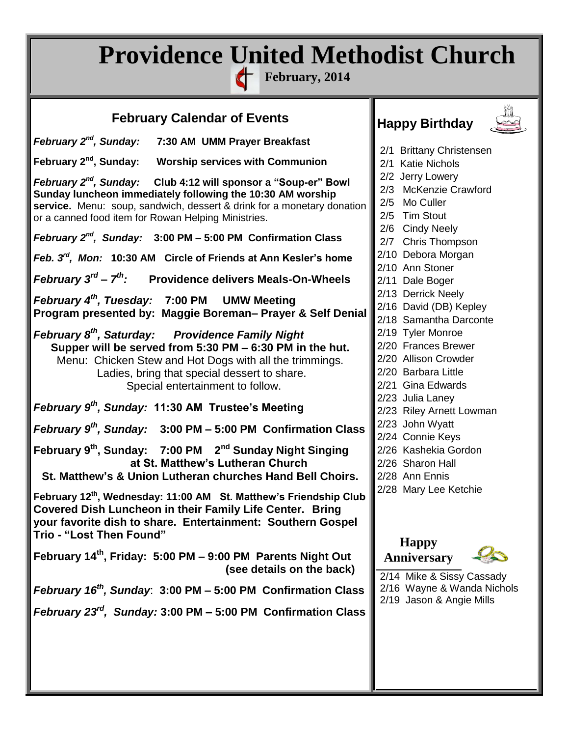# Providence United Methodist Church

**February, 2014**

## February Calendar of Events

***February 2nd, Sunday:*** **7:30 AM UMM Prayer Breakfast**

**February 2nd, Sunday: Worship services with Communion**

***February 2nd, Sunday:*** **Club 4:12 will sponsor a "Soup-er" Bowl Sunday luncheon immediately following the 10:30 AM worship service.** Menu: soup, sandwich, dessert & drink for a monetary donation or a canned food item for Rowan Helping Ministries.

***February 2nd, Sunday:*** **3:00 PM – 5:00 PM Confirmation Class**

***Feb. 3rd, Mon:*** **10:30 AM Circle of Friends at Ann Kesler's home**

***February 3rd – 7th:*** **Providence delivers Meals-On-Wheels**

***February 4th, Tuesday:*** **7:00 PM UMW Meeting**
**Program presented by: Maggie Boreman– Prayer & Self Denial**

***February 8th, Saturday: Providence Family Night***
**Supper will be served from 5:30 PM – 6:30 PM in the hut.**
Menu: Chicken Stew and Hot Dogs with all the trimmings.
Ladies, bring that special dessert to share.
Special entertainment to follow.

***February 9th, Sunday:*** **11:30 AM Trustee's Meeting**

***February 9th, Sunday:*** **3:00 PM – 5:00 PM Confirmation Class**

**February 9th, Sunday: 7:00 PM 2nd Sunday Night Singing at St. Matthew's Lutheran Church**
**St. Matthew's & Union Lutheran churches Hand Bell Choirs.**

**February 12th, Wednesday: 11:00 AM St. Matthew's Friendship Club Covered Dish Luncheon in their Family Life Center. Bring your favorite dish to share. Entertainment: Southern Gospel Trio - "Lost Then Found"**

**February 14th, Friday: 5:00 PM – 9:00 PM Parents Night Out (see details on the back)**

***February 16th, Sunday*:** **3:00 PM – 5:00 PM Confirmation Class**

***February 23rd, Sunday:*** **3:00 PM – 5:00 PM Confirmation Class**

## Happy Birthday

- 2/1 Brittany Christensen
- 2/1 Katie Nichols
- 2/2 Jerry Lowery
- 2/3 McKenzie Crawford
- 2/5 Mo Culler
- 2/5 Tim Stout
- 2/6 Cindy Neely
- 2/7 Chris Thompson
- 2/10 Debora Morgan
- 2/10 Ann Stoner
- 2/11 Dale Boger
- 2/13 Derrick Neely
- 2/16 David (DB) Kepley
- 2/18 Samantha Darconte
- 2/19 Tyler Monroe
- 2/20 Frances Brewer
- 2/20 Allison Crowder
- 2/20 Barbara Little
- 2/21 Gina Edwards
- 2/23 Julia Laney
- 2/23 Riley Arnett Lowman
- 2/23 John Wyatt
- 2/24 Connie Keys
- 2/26 Kashekia Gordon
- 2/26 Sharon Hall
- 2/28 Ann Ennis
- 2/28 Mary Lee Ketchie

## Happy Anniversary

- 2/14 Mike & Sissy Cassady
- 2/16 Wayne & Wanda Nichols
- 2/19 Jason & Angie Mills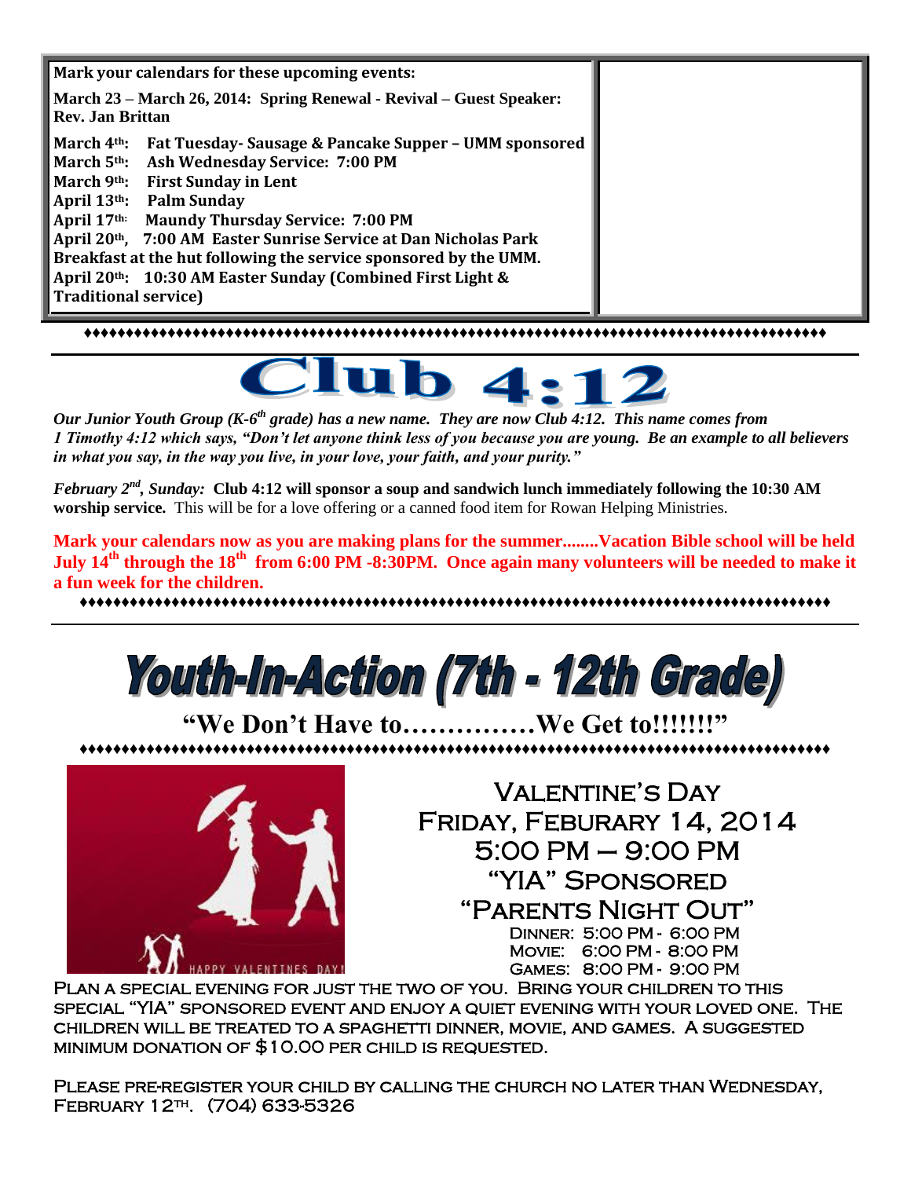**Mark your calendars for these upcoming events:**

**March 23 – March 26, 2014: Spring Renewal - Revival – Guest Speaker: Rev. Jan Brittan**

**March 4th: Fat Tuesday- Sausage & Pancake Supper – UMM sponsored**
**March 5th: Ash Wednesday Service: 7:00 PM**
**March 9th: First Sunday in Lent**
**April 13th: Palm Sunday**
**April 17th: Maundy Thursday Service: 7:00 PM**
**April 20th, 7:00 AM Easter Sunrise Service at Dan Nicholas Park**
**Breakfast at the hut following the service sponsored by the UMM.**
**April 20th: 10:30 AM Easter Sunday (Combined First Light & Traditional service)**

♦♦♦♦♦♦♦♦♦♦♦♦♦♦♦♦♦♦♦♦♦♦♦♦♦♦♦♦♦♦♦♦♦♦♦♦♦♦♦♦♦♦♦♦♦♦♦♦♦♦♦♦♦♦♦♦♦♦♦♦♦♦♦♦♦♦♦♦♦♦♦♦♦♦♦♦♦♦♦♦♦♦♦♦♦♦♦♦♦♦♦

# Club 4:12

*Our Junior Youth Group (K-6th grade) has a new name. They are now Club 4:12. This name comes from 1 Timothy 4:12 which says, "Don't let anyone think less of you because you are young. Be an example to all believers in what you say, in the way you live, in your love, your faith, and your purity."*

*February 2nd, Sunday:* **Club 4:12 will sponsor a soup and sandwich lunch immediately following the 10:30 AM worship service.** This will be for a love offering or a canned food item for Rowan Helping Ministries.

**Mark your calendars now as you are making plans for the summer........Vacation Bible school will be held July 14th through the 18th from 6:00 PM -8:30PM. Once again many volunteers will be needed to make it a fun week for the children.**

♦♦♦♦♦♦♦♦♦♦♦♦♦♦♦♦♦♦♦♦♦♦♦♦♦♦♦♦♦♦♦♦♦♦♦♦♦♦♦♦♦♦♦♦♦♦♦♦♦♦♦♦♦♦♦♦♦♦♦♦♦♦♦♦♦♦♦♦♦♦♦♦♦♦♦♦♦♦♦♦♦♦♦♦♦♦♦♦♦♦♦

# Youth-In-Action (7th - 12th Grade)

## "We Don't Have to……………We Get to!!!!!!!"

♦♦♦♦♦♦♦♦♦♦♦♦♦♦♦♦♦♦♦♦♦♦♦♦♦♦♦♦♦♦♦♦♦♦♦♦♦♦♦♦♦♦♦♦♦♦♦♦♦♦♦♦♦♦♦♦♦♦♦♦♦♦♦♦♦♦♦♦♦♦♦♦♦♦♦♦♦♦♦♦♦♦♦♦♦♦♦♦♦♦♦

HAPPY VALENTINES DAY!

## Valentine's Day
## Friday, Feburary 14, 2014
## 5:00 PM – 9:00 PM
## "YIA" Sponsored
## "Parents Night Out"

Dinner: 5:00 PM - 6:00 PM
Movie: 6:00 PM - 8:00 PM
Games: 8:00 PM - 9:00 PM

Plan a special evening for just the two of you. Bring your children to this special "YIA" sponsored event and enjoy a quiet evening with your loved one. The children will be treated to a spaghetti dinner, movie, and games. A suggested minimum donation of $10.00 per child is requested.

Please pre-register your child by calling the church no later than Wednesday, February 12th. (704) 633-5326